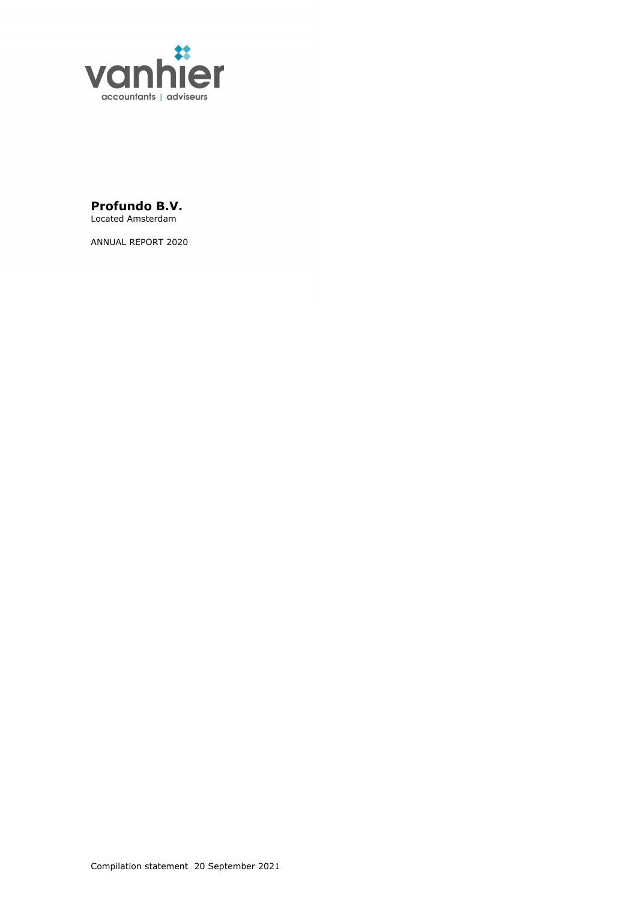vanhier
accountants | adviseurs

**Profundo B.V.**
Located Amsterdam

ANNUAL REPORT 2020

Compilation statement 20 September 2021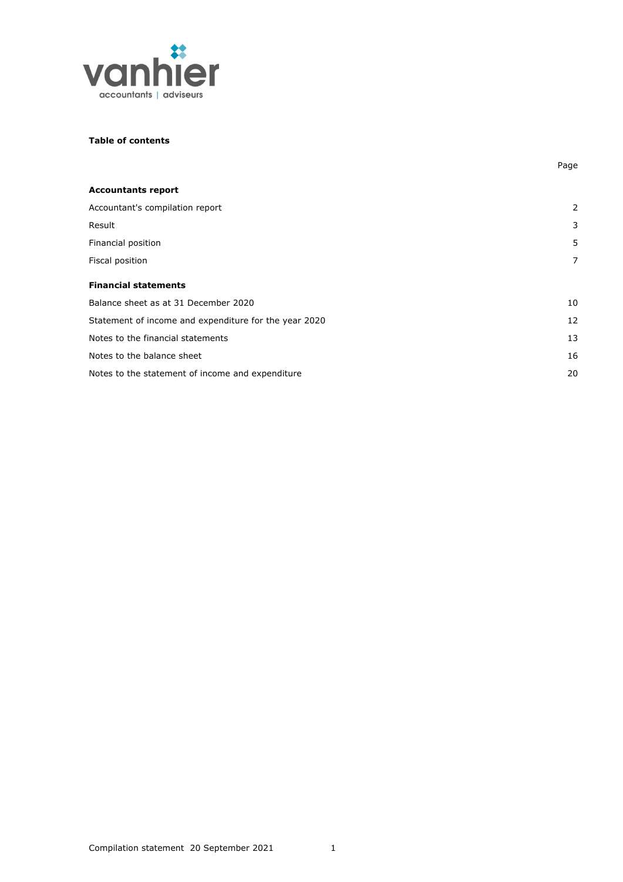**Table of contents**

| | Page |
|---|---|
| **Accountants report** | |
| Accountant's compilation report | 2 |
| Result | 3 |
| Financial position | 5 |
| Fiscal position | 7 |
| **Financial statements** | |
| Balance sheet as at 31 December 2020 | 10 |
| Statement of income and expenditure for the year 2020 | 12 |
| Notes to the financial statements | 13 |
| Notes to the balance sheet | 16 |
| Notes to the statement of income and expenditure | 20 |

Compilation statement 20 September 2021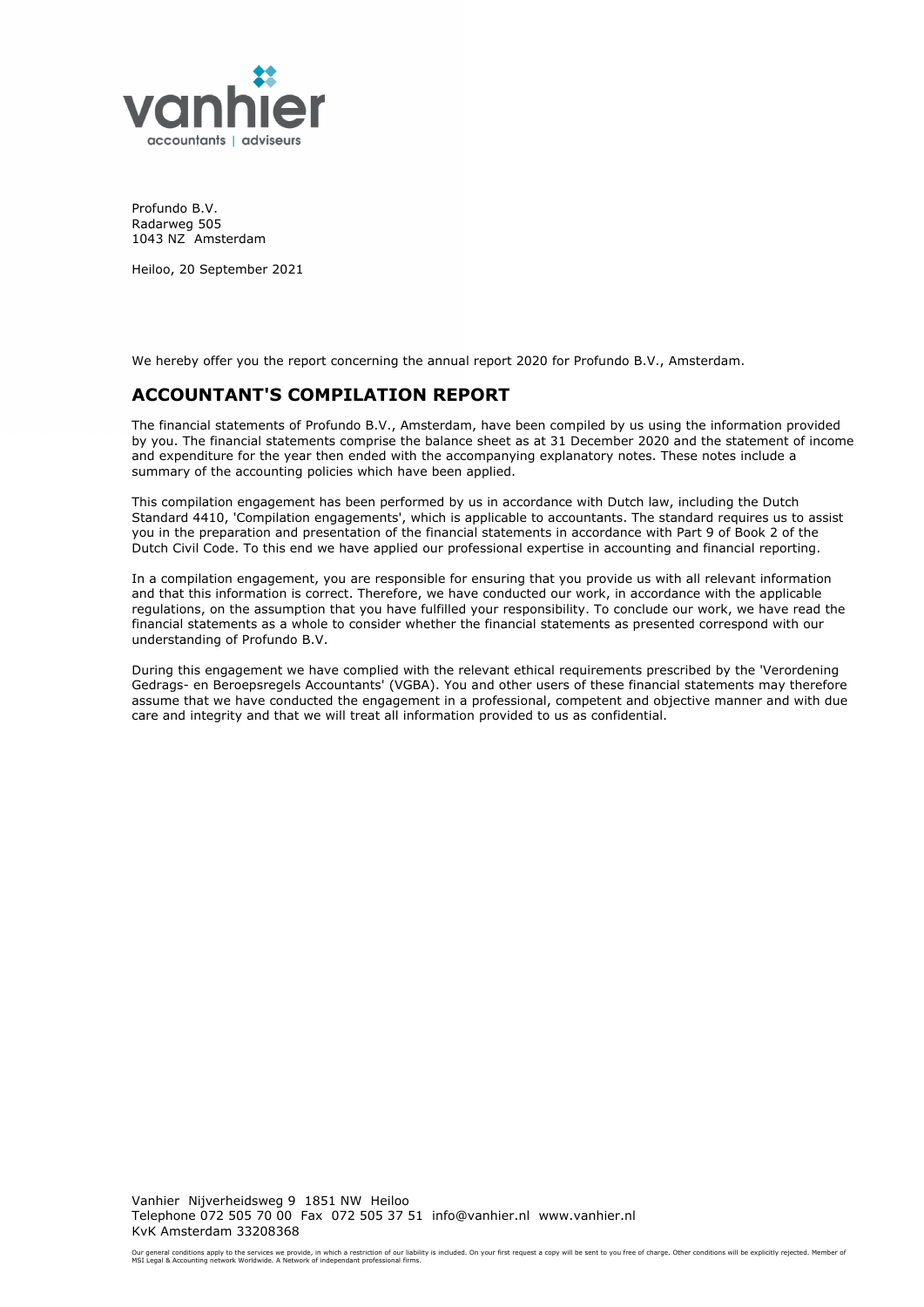Profundo B.V.
Radarweg 505
1043 NZ Amsterdam

Heiloo, 20 September 2021

We hereby offer you the report concerning the annual report 2020 for Profundo B.V., Amsterdam.

## ACCOUNTANT'S COMPILATION REPORT

The financial statements of Profundo B.V., Amsterdam, have been compiled by us using the information provided by you. The financial statements comprise the balance sheet as at 31 December 2020 and the statement of income and expenditure for the year then ended with the accompanying explanatory notes. These notes include a summary of the accounting policies which have been applied.

This compilation engagement has been performed by us in accordance with Dutch law, including the Dutch Standard 4410, 'Compilation engagements', which is applicable to accountants. The standard requires us to assist you in the preparation and presentation of the financial statements in accordance with Part 9 of Book 2 of the Dutch Civil Code. To this end we have applied our professional expertise in accounting and financial reporting.

In a compilation engagement, you are responsible for ensuring that you provide us with all relevant information and that this information is correct. Therefore, we have conducted our work, in accordance with the applicable regulations, on the assumption that you have fulfilled your responsibility. To conclude our work, we have read the financial statements as a whole to consider whether the financial statements as presented correspond with our understanding of Profundo B.V.

During this engagement we have complied with the relevant ethical requirements prescribed by the 'Verordening Gedrags- en Beroepsregels Accountants' (VGBA). You and other users of these financial statements may therefore assume that we have conducted the engagement in a professional, competent and objective manner and with due care and integrity and that we will treat all information provided to us as confidential.

Vanhier Nijverheidsweg 9 1851 NW Heiloo
Telephone 072 505 70 00 Fax 072 505 37 51 info@vanhier.nl www.vanhier.nl
KvK Amsterdam 33208368

Our general conditions apply to the services we provide, in which a restriction of our liability is included. On your first request a copy will be sent to you free of charge. Other conditions will be explicitly rejected. Member of MSI Legal & Accounting network Worldwide. A Network of independant professional firms.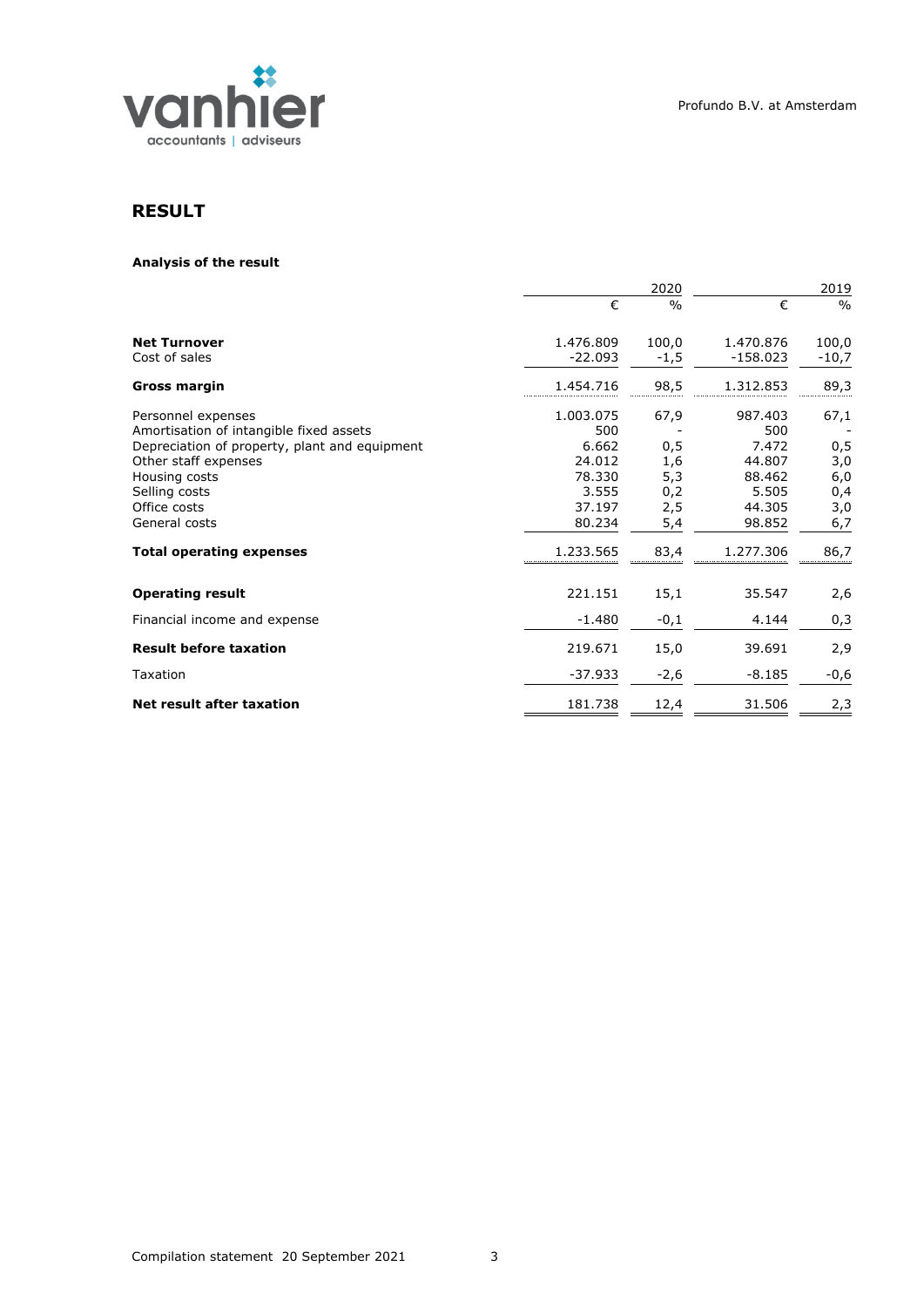## RESULT

### Analysis of the result

| | 2020 | | 2019 | |
|---|---|---|---|---|
| | € | % | € | % |
| **Net Turnover** | 1.476.809 | 100,0 | 1.470.876 | 100,0 |
| Cost of sales | -22.093 | -1,5 | -158.023 | -10,7 |
| **Gross margin** | 1.454.716 | 98,5 | 1.312.853 | 89,3 |
| Personnel expenses | 1.003.075 | 67,9 | 987.403 | 67,1 |
| Amortisation of intangible fixed assets | 500 | - | 500 | - |
| Depreciation of property, plant and equipment | 6.662 | 0,5 | 7.472 | 0,5 |
| Other staff expenses | 24.012 | 1,6 | 44.807 | 3,0 |
| Housing costs | 78.330 | 5,3 | 88.462 | 6,0 |
| Selling costs | 3.555 | 0,2 | 5.505 | 0,4 |
| Office costs | 37.197 | 2,5 | 44.305 | 3,0 |
| General costs | 80.234 | 5,4 | 98.852 | 6,7 |
| **Total operating expenses** | 1.233.565 | 83,4 | 1.277.306 | 86,7 |
| **Operating result** | 221.151 | 15,1 | 35.547 | 2,6 |
| Financial income and expense | -1.480 | -0,1 | 4.144 | 0,3 |
| **Result before taxation** | 219.671 | 15,0 | 39.691 | 2,9 |
| Taxation | -37.933 | -2,6 | -8.185 | -0,6 |
| **Net result after taxation** | 181.738 | 12,4 | 31.506 | 2,3 |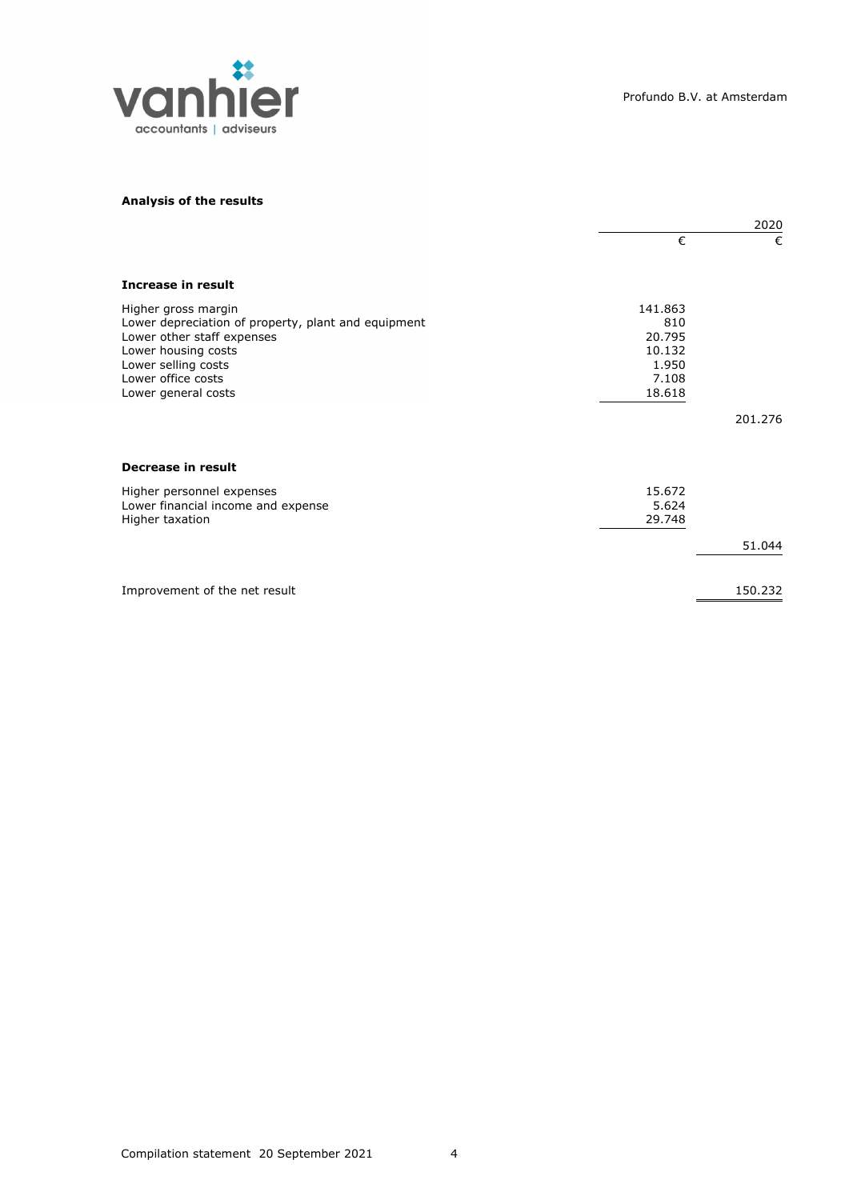## Analysis of the results

| | | 2020 |
|---|---|---|
| | € | € |
| **Increase in result** | | |
| Higher gross margin | 141.863 | |
| Lower depreciation of property, plant and equipment | 810 | |
| Lower other staff expenses | 20.795 | |
| Lower housing costs | 10.132 | |
| Lower selling costs | 1.950 | |
| Lower office costs | 7.108 | |
| Lower general costs | 18.618 | |
| | | 201.276 |
| **Decrease in result** | | |
| Higher personnel expenses | 15.672 | |
| Lower financial income and expense | 5.624 | |
| Higher taxation | 29.748 | |
| | | 51.044 |
| Improvement of the net result | | 150.232 |

Compilation statement 20 September 2021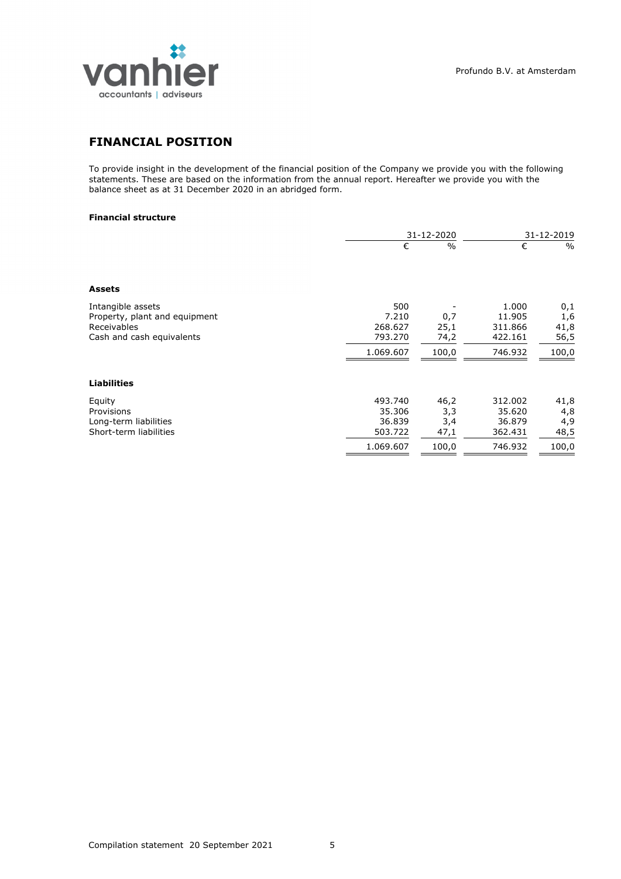## FINANCIAL POSITION

To provide insight in the development of the financial position of the Company we provide you with the following statements. These are based on the information from the annual report. Hereafter we provide you with the balance sheet as at 31 December 2020 in an abridged form.

**Financial structure**

| | 31-12-2020 | | 31-12-2019 | |
|---|---|---|---|---|
| | € | % | € | % |
| **Assets** | | | | |
| Intangible assets | 500 | - | 1.000 | 0,1 |
| Property, plant and equipment | 7.210 | 0,7 | 11.905 | 1,6 |
| Receivables | 268.627 | 25,1 | 311.866 | 41,8 |
| Cash and cash equivalents | 793.270 | 74,2 | 422.161 | 56,5 |
| | 1.069.607 | 100,0 | 746.932 | 100,0 |
| **Liabilities** | | | | |
| Equity | 493.740 | 46,2 | 312.002 | 41,8 |
| Provisions | 35.306 | 3,3 | 35.620 | 4,8 |
| Long-term liabilities | 36.839 | 3,4 | 36.879 | 4,9 |
| Short-term liabilities | 503.722 | 47,1 | 362.431 | 48,5 |
| | 1.069.607 | 100,0 | 746.932 | 100,0 |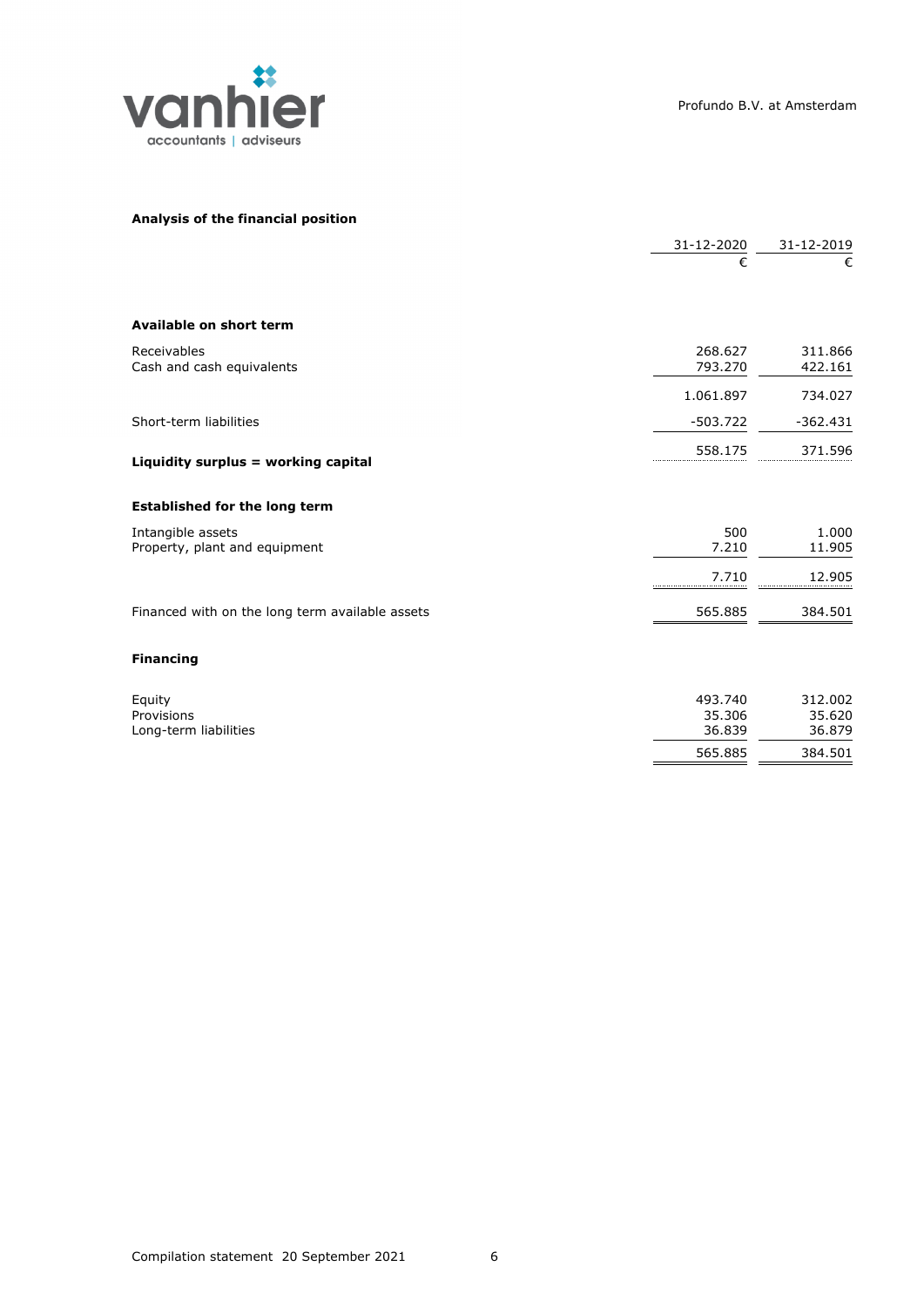## Analysis of the financial position

| | 31-12-2020 | 31-12-2019 |
|---|---|---|
| | € | € |
| **Available on short term** | | |
| Receivables | 268.627 | 311.866 |
| Cash and cash equivalents | 793.270 | 422.161 |
| | 1.061.897 | 734.027 |
| Short-term liabilities | -503.722 | -362.431 |
| **Liquidity surplus = working capital** | 558.175 | 371.596 |
| **Established for the long term** | | |
| Intangible assets | 500 | 1.000 |
| Property, plant and equipment | 7.210 | 11.905 |
| | 7.710 | 12.905 |
| Financed with on the long term available assets | 565.885 | 384.501 |
| **Financing** | | |
| Equity | 493.740 | 312.002 |
| Provisions | 35.306 | 35.620 |
| Long-term liabilities | 36.839 | 36.879 |
| | 565.885 | 384.501 |

Compilation statement 20 September 2021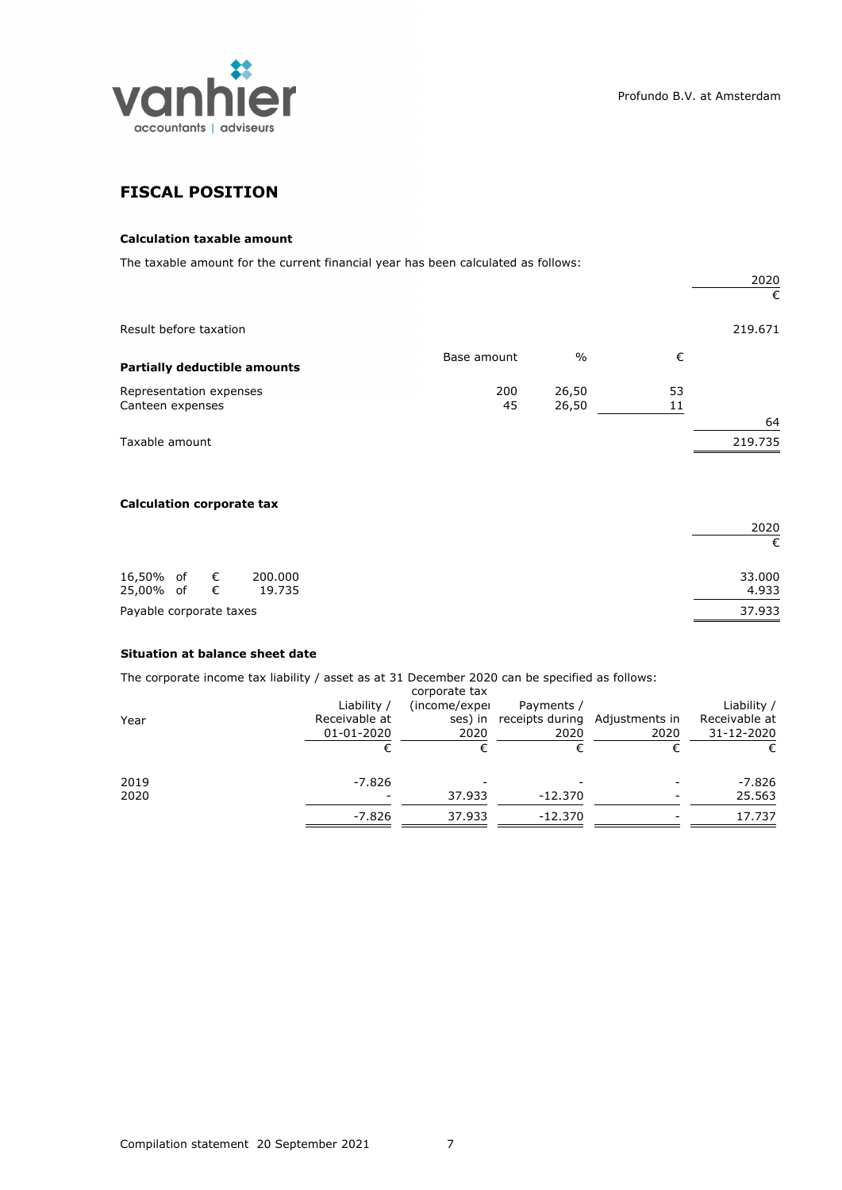# FISCAL POSITION

### Calculation taxable amount

The taxable amount for the current financial year has been calculated as follows:

| | | | | 2020 |
|---|---|---|---|---|
| | | | | € |
| Result before taxation | | | | 219.671 |
| **Partially deductible amounts** | Base amount | % | € | |
| Representation expenses | 200 | 26,50 | 53 | |
| Canteen expenses | 45 | 26,50 | 11 | |
| | | | | 64 |
| Taxable amount | | | | 219.735 |

### Calculation corporate tax

| | 2020 |
|---|---|
| | € |
| 16,50% of € 200.000 | 33.000 |
| 25,00% of € 19.735 | 4.933 |
| Payable corporate taxes | 37.933 |

### Situation at balance sheet date

The corporate income tax liability / asset as at 31 December 2020 can be specified as follows:

| Year | Liability / Receivable at 01-01-2020 | corporate tax (income/expenses) in 2020 | Payments / receipts during 2020 | Adjustments in 2020 | Liability / Receivable at 31-12-2020 |
|---|---|---|---|---|---|
| | € | € | € | € | € |
| 2019 | -7.826 | - | - | - | -7.826 |
| 2020 | - | 37.933 | -12.370 | - | 25.563 |
| | -7.826 | 37.933 | -12.370 | - | 17.737 |

Compilation statement 20 September 2021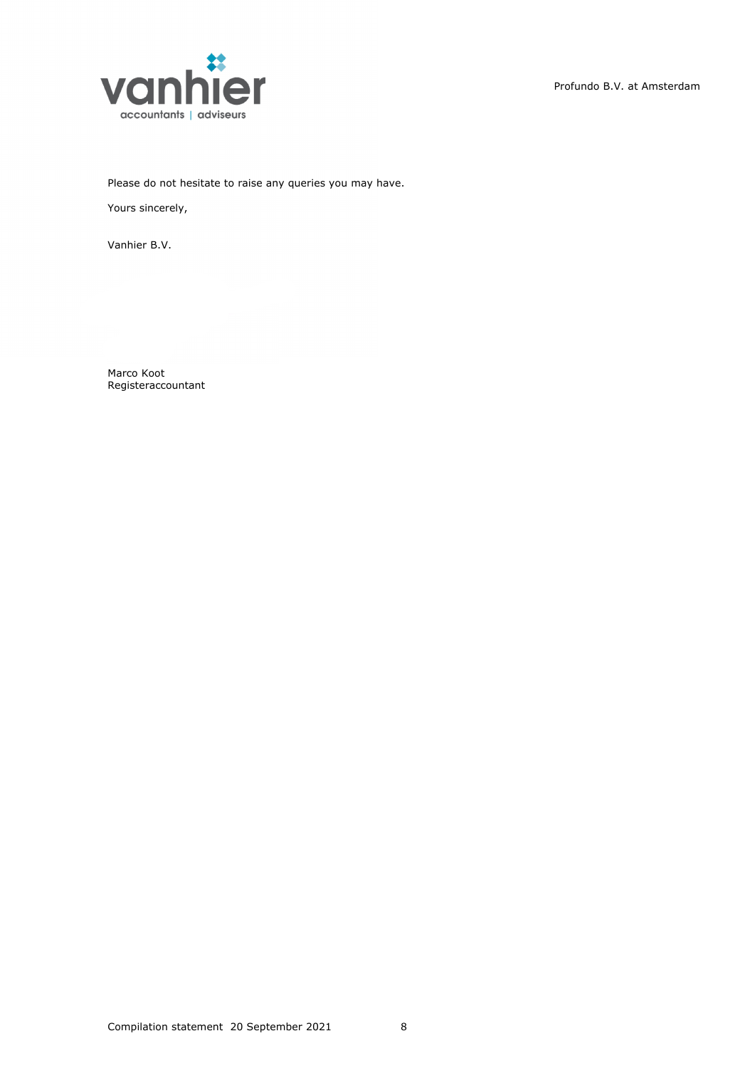Please do not hesitate to raise any queries you may have.

Yours sincerely,

Vanhier B.V.

Marco Koot
Registeraccountant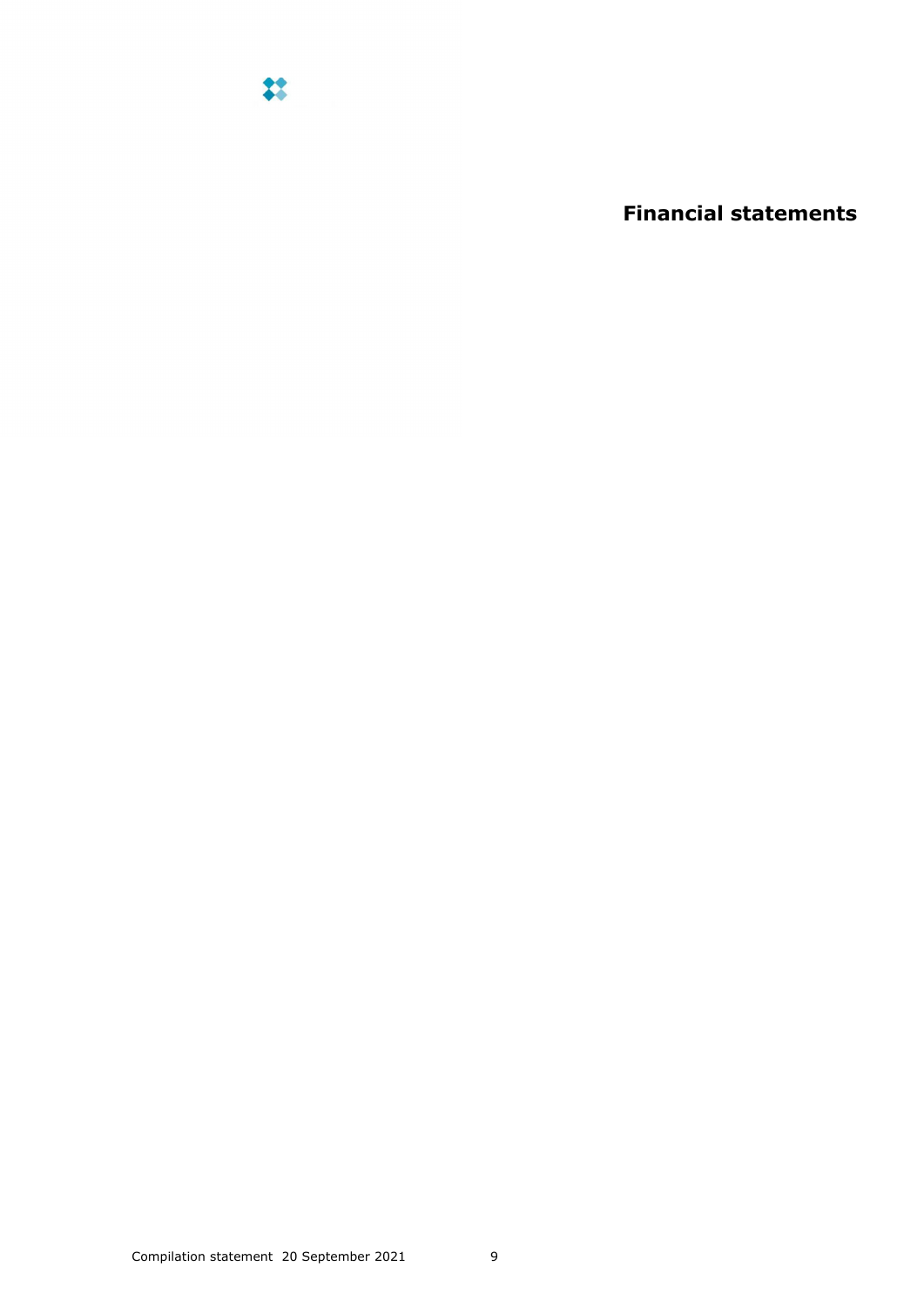# Financial statements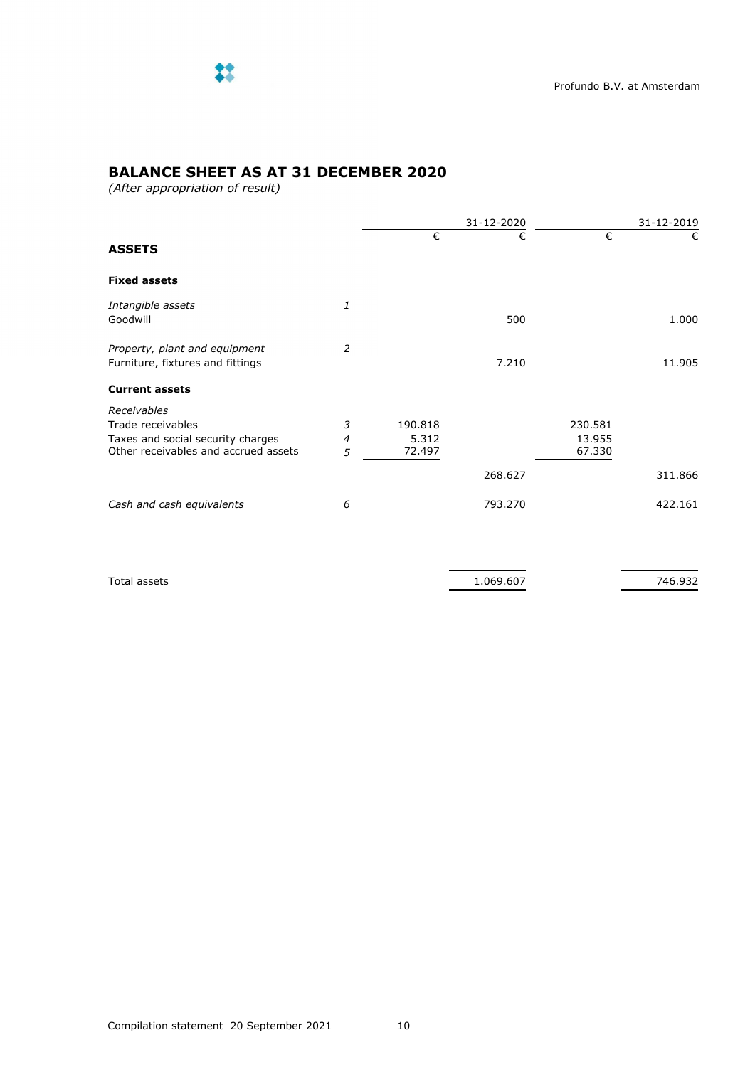## BALANCE SHEET AS AT 31 DECEMBER 2020

*(After appropriation of result)*

| | | 31-12-2020 | | 31-12-2019 | |
|---|---|---|---|---|---|
| | | € | € | € | € |
| **ASSETS** | | | | | |
| **Fixed assets** | | | | | |
| *Intangible assets* | *1* | | | | |
| Goodwill | | | 500 | | 1.000 |
| *Property, plant and equipment* | *2* | | | | |
| Furniture, fixtures and fittings | | | 7.210 | | 11.905 |
| **Current assets** | | | | | |
| *Receivables* | | | | | |
| Trade receivables | *3* | 190.818 | | 230.581 | |
| Taxes and social security charges | *4* | 5.312 | | 13.955 | |
| Other receivables and accrued assets | *5* | 72.497 | | 67.330 | |
| | | | 268.627 | | 311.866 |
| *Cash and cash equivalents* | *6* | | 793.270 | | 422.161 |
| Total assets | | | 1.069.607 | | 746.932 |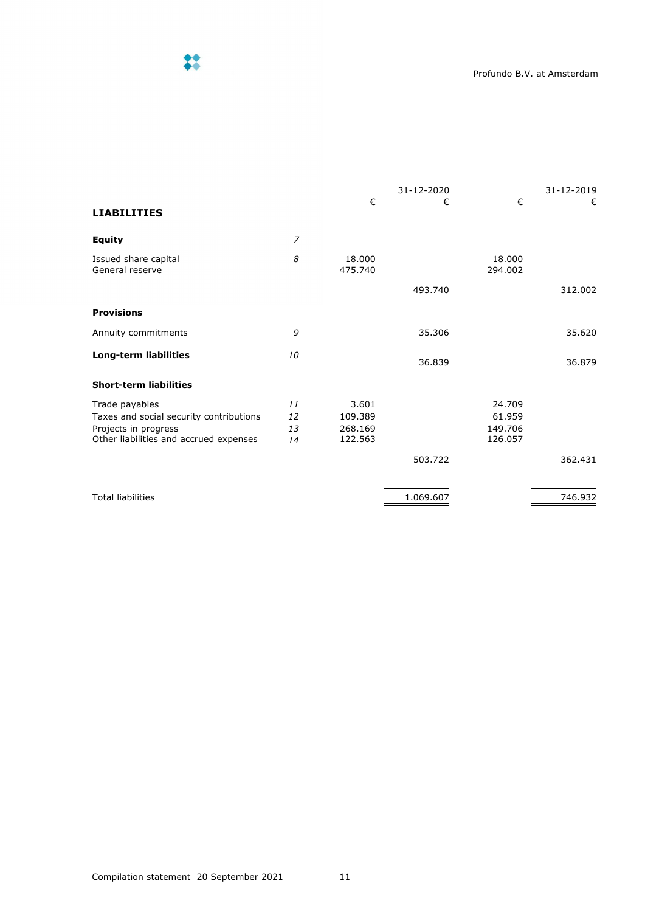| | | 31-12-2020 | | 31-12-2019 | |
|---|---|---|---|---|---|
| | | € | € | € | € |
| **LIABILITIES** | | | | | |
| **Equity** | *7* | | | | |
| Issued share capital | *8* | 18.000 | | 18.000 | |
| General reserve | | 475.740 | | 294.002 | |
| | | | 493.740 | | 312.002 |
| **Provisions** | | | | | |
| Annuity commitments | *9* | | 35.306 | | 35.620 |
| **Long-term liabilities** | *10* | | 36.839 | | 36.879 |
| **Short-term liabilities** | | | | | |
| Trade payables | *11* | 3.601 | | 24.709 | |
| Taxes and social security contributions | *12* | 109.389 | | 61.959 | |
| Projects in progress | *13* | 268.169 | | 149.706 | |
| Other liabilities and accrued expenses | *14* | 122.563 | | 126.057 | |
| | | | 503.722 | | 362.431 |
| Total liabilities | | | 1.069.607 | | 746.932 |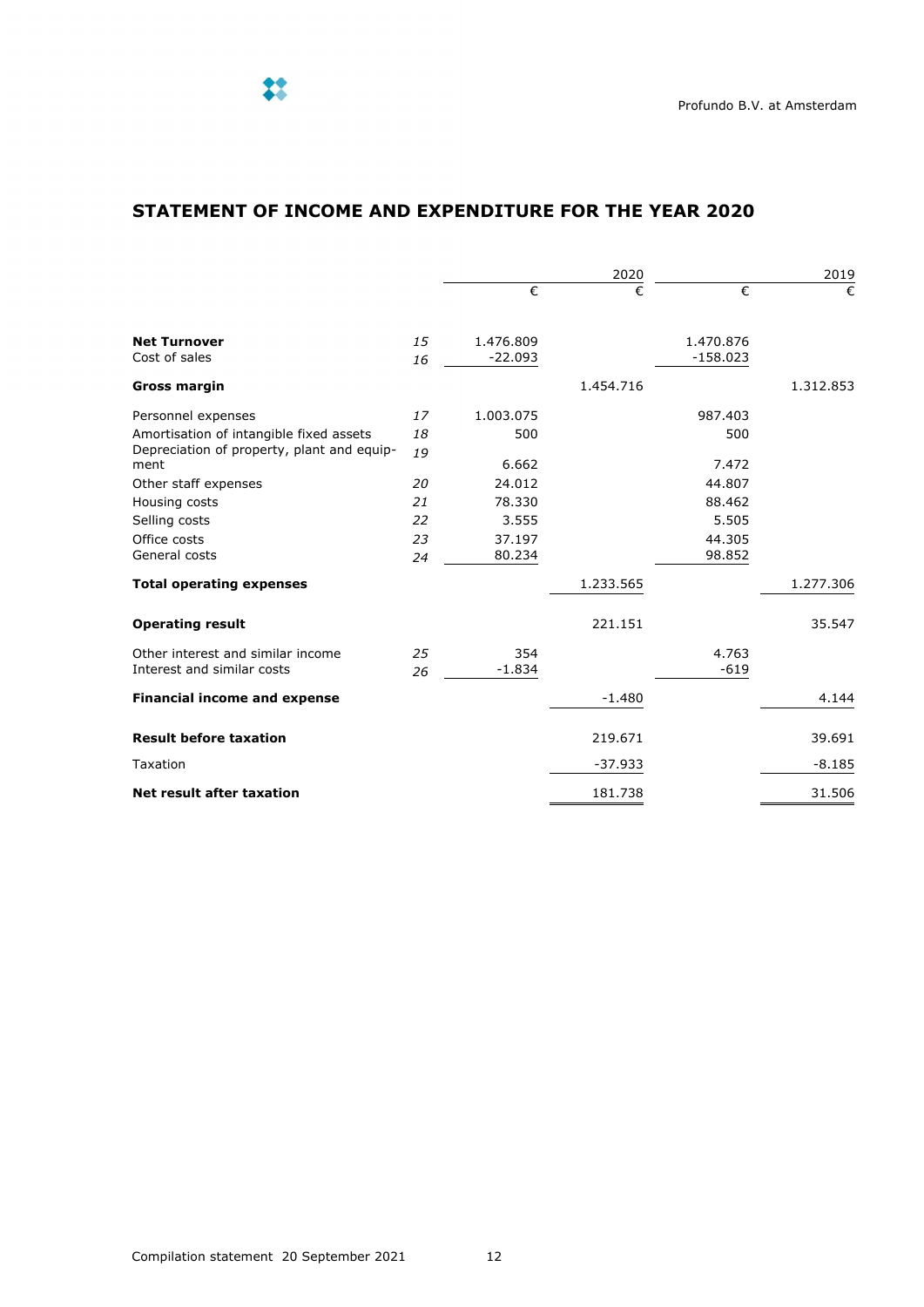## STATEMENT OF INCOME AND EXPENDITURE FOR THE YEAR 2020

| | | 2020 | | 2019 | |
|---|---|---|---|---|---|
| | | € | € | € | € |
| **Net Turnover** | *15* | 1.476.809 | | 1.470.876 | |
| Cost of sales | *16* | -22.093 | | -158.023 | |
| **Gross margin** | | | 1.454.716 | | 1.312.853 |
| Personnel expenses | *17* | 1.003.075 | | 987.403 | |
| Amortisation of intangible fixed assets | *18* | 500 | | 500 | |
| Depreciation of property, plant and equipment | *19* | 6.662 | | 7.472 | |
| Other staff expenses | *20* | 24.012 | | 44.807 | |
| Housing costs | *21* | 78.330 | | 88.462 | |
| Selling costs | *22* | 3.555 | | 5.505 | |
| Office costs | *23* | 37.197 | | 44.305 | |
| General costs | *24* | 80.234 | | 98.852 | |
| **Total operating expenses** | | | 1.233.565 | | 1.277.306 |
| **Operating result** | | | 221.151 | | 35.547 |
| Other interest and similar income | *25* | 354 | | 4.763 | |
| Interest and similar costs | *26* | -1.834 | | -619 | |
| **Financial income and expense** | | | -1.480 | | 4.144 |
| **Result before taxation** | | | 219.671 | | 39.691 |
| Taxation | | | -37.933 | | -8.185 |
| **Net result after taxation** | | | 181.738 | | 31.506 |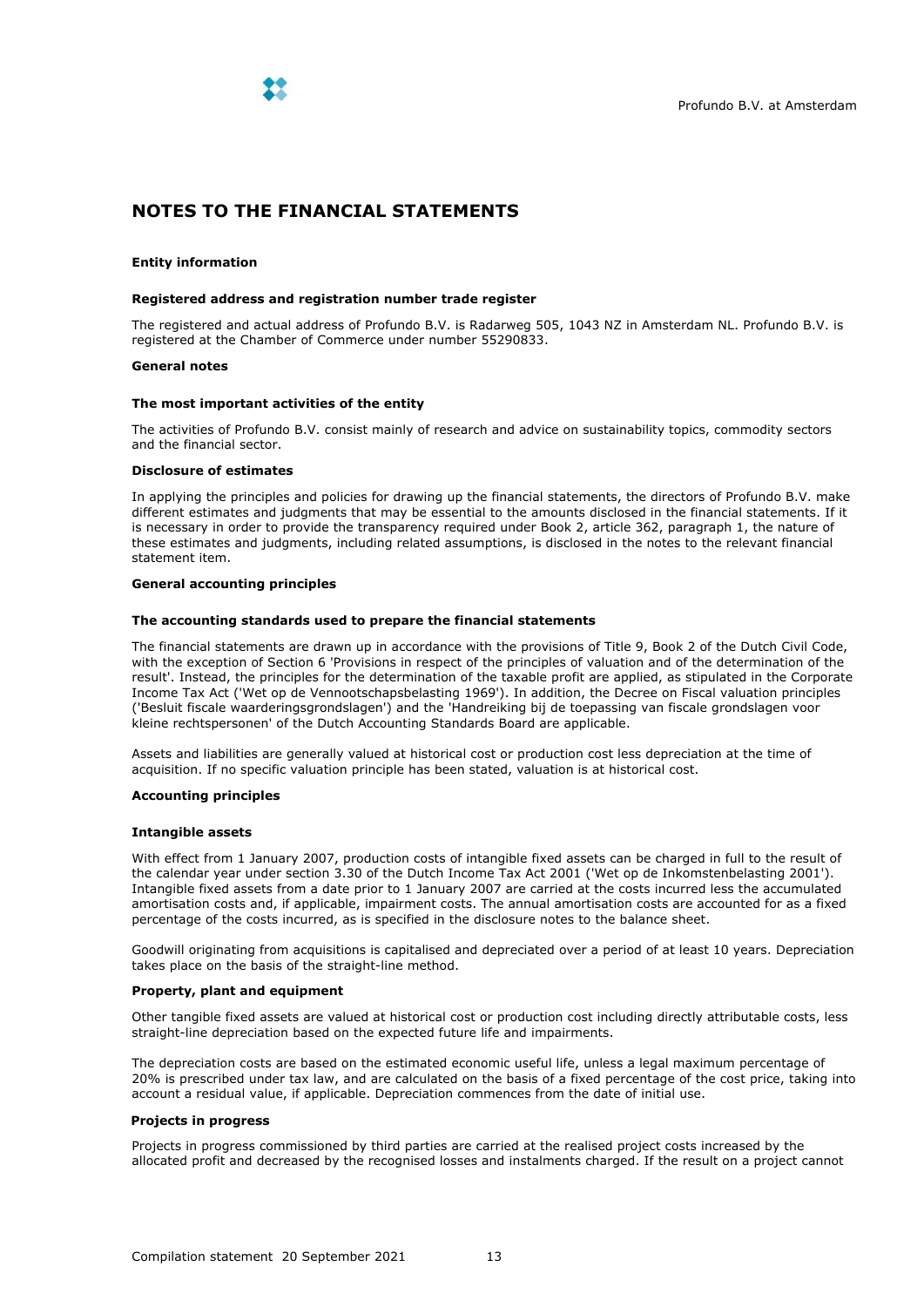## NOTES TO THE FINANCIAL STATEMENTS

### Entity information

#### Registered address and registration number trade register

The registered and actual address of Profundo B.V. is Radarweg 505, 1043 NZ in Amsterdam NL. Profundo B.V. is registered at the Chamber of Commerce under number 55290833.

### General notes

#### The most important activities of the entity

The activities of Profundo B.V. consist mainly of research and advice on sustainability topics, commodity sectors and the financial sector.

#### Disclosure of estimates

In applying the principles and policies for drawing up the financial statements, the directors of Profundo B.V. make different estimates and judgments that may be essential to the amounts disclosed in the financial statements. If it is necessary in order to provide the transparency required under Book 2, article 362, paragraph 1, the nature of these estimates and judgments, including related assumptions, is disclosed in the notes to the relevant financial statement item.

### General accounting principles

#### The accounting standards used to prepare the financial statements

The financial statements are drawn up in accordance with the provisions of Title 9, Book 2 of the Dutch Civil Code, with the exception of Section 6 'Provisions in respect of the principles of valuation and of the determination of the result'. Instead, the principles for the determination of the taxable profit are applied, as stipulated in the Corporate Income Tax Act ('Wet op de Vennootschapsbelasting 1969'). In addition, the Decree on Fiscal valuation principles ('Besluit fiscale waarderingsgrondslagen') and the 'Handreiking bij de toepassing van fiscale grondslagen voor kleine rechtspersonen' of the Dutch Accounting Standards Board are applicable.

Assets and liabilities are generally valued at historical cost or production cost less depreciation at the time of acquisition. If no specific valuation principle has been stated, valuation is at historical cost.

### Accounting principles

#### Intangible assets

With effect from 1 January 2007, production costs of intangible fixed assets can be charged in full to the result of the calendar year under section 3.30 of the Dutch Income Tax Act 2001 ('Wet op de Inkomstenbelasting 2001'). Intangible fixed assets from a date prior to 1 January 2007 are carried at the costs incurred less the accumulated amortisation costs and, if applicable, impairment costs. The annual amortisation costs are accounted for as a fixed percentage of the costs incurred, as is specified in the disclosure notes to the balance sheet.

Goodwill originating from acquisitions is capitalised and depreciated over a period of at least 10 years. Depreciation takes place on the basis of the straight-line method.

#### Property, plant and equipment

Other tangible fixed assets are valued at historical cost or production cost including directly attributable costs, less straight-line depreciation based on the expected future life and impairments.

The depreciation costs are based on the estimated economic useful life, unless a legal maximum percentage of 20% is prescribed under tax law, and are calculated on the basis of a fixed percentage of the cost price, taking into account a residual value, if applicable. Depreciation commences from the date of initial use.

#### Projects in progress

Projects in progress commissioned by third parties are carried at the realised project costs increased by the allocated profit and decreased by the recognised losses and instalments charged. If the result on a project cannot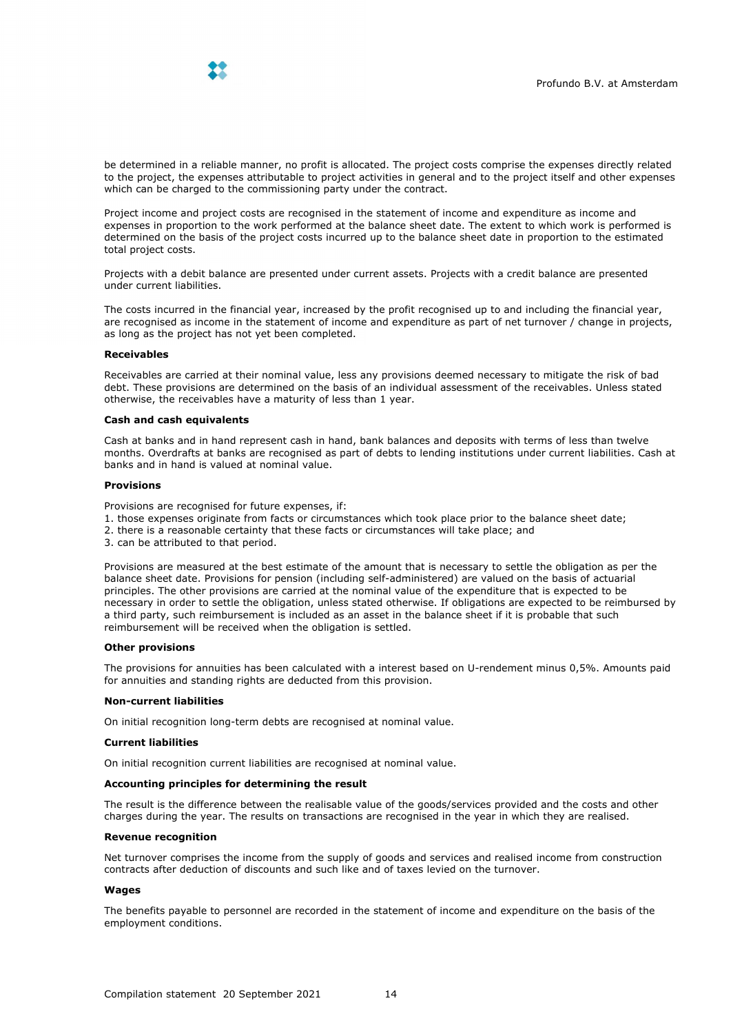be determined in a reliable manner, no profit is allocated. The project costs comprise the expenses directly related to the project, the expenses attributable to project activities in general and to the project itself and other expenses which can be charged to the commissioning party under the contract.

Project income and project costs are recognised in the statement of income and expenditure as income and expenses in proportion to the work performed at the balance sheet date. The extent to which work is performed is determined on the basis of the project costs incurred up to the balance sheet date in proportion to the estimated total project costs.

Projects with a debit balance are presented under current assets. Projects with a credit balance are presented under current liabilities.

The costs incurred in the financial year, increased by the profit recognised up to and including the financial year, are recognised as income in the statement of income and expenditure as part of net turnover / change in projects, as long as the project has not yet been completed.

**Receivables**

Receivables are carried at their nominal value, less any provisions deemed necessary to mitigate the risk of bad debt. These provisions are determined on the basis of an individual assessment of the receivables. Unless stated otherwise, the receivables have a maturity of less than 1 year.

**Cash and cash equivalents**

Cash at banks and in hand represent cash in hand, bank balances and deposits with terms of less than twelve months. Overdrafts at banks are recognised as part of debts to lending institutions under current liabilities. Cash at banks and in hand is valued at nominal value.

**Provisions**

Provisions are recognised for future expenses, if:

1. those expenses originate from facts or circumstances which took place prior to the balance sheet date;
2. there is a reasonable certainty that these facts or circumstances will take place; and
3. can be attributed to that period.

Provisions are measured at the best estimate of the amount that is necessary to settle the obligation as per the balance sheet date. Provisions for pension (including self-administered) are valued on the basis of actuarial principles. The other provisions are carried at the nominal value of the expenditure that is expected to be necessary in order to settle the obligation, unless stated otherwise. If obligations are expected to be reimbursed by a third party, such reimbursement is included as an asset in the balance sheet if it is probable that such reimbursement will be received when the obligation is settled.

**Other provisions**

The provisions for annuities has been calculated with a interest based on U-rendement minus 0,5%. Amounts paid for annuities and standing rights are deducted from this provision.

**Non-current liabilities**

On initial recognition long-term debts are recognised at nominal value.

**Current liabilities**

On initial recognition current liabilities are recognised at nominal value.

**Accounting principles for determining the result**

The result is the difference between the realisable value of the goods/services provided and the costs and other charges during the year. The results on transactions are recognised in the year in which they are realised.

**Revenue recognition**

Net turnover comprises the income from the supply of goods and services and realised income from construction contracts after deduction of discounts and such like and of taxes levied on the turnover.

**Wages**

The benefits payable to personnel are recorded in the statement of income and expenditure on the basis of the employment conditions.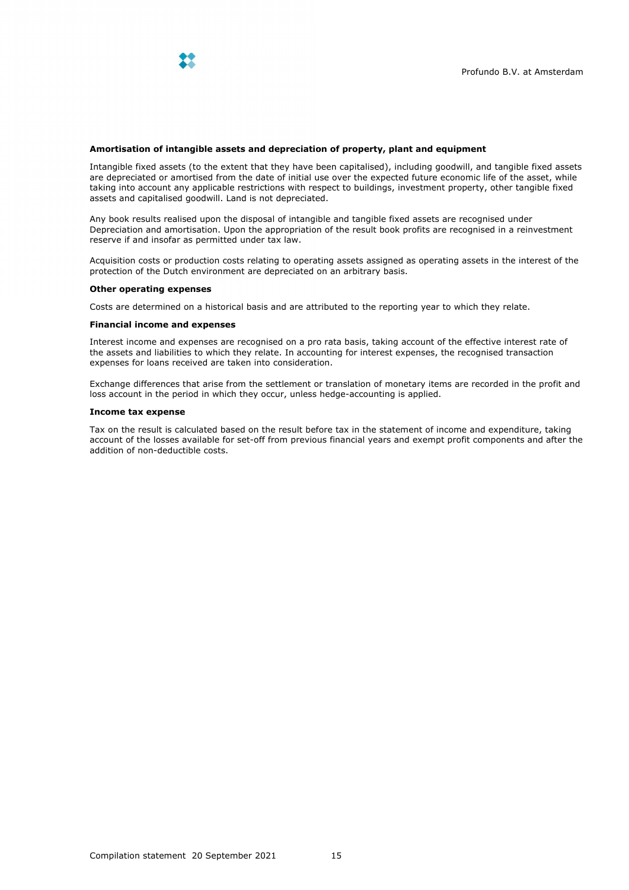**Amortisation of intangible assets and depreciation of property, plant and equipment**

Intangible fixed assets (to the extent that they have been capitalised), including goodwill, and tangible fixed assets are depreciated or amortised from the date of initial use over the expected future economic life of the asset, while taking into account any applicable restrictions with respect to buildings, investment property, other tangible fixed assets and capitalised goodwill. Land is not depreciated.

Any book results realised upon the disposal of intangible and tangible fixed assets are recognised under Depreciation and amortisation. Upon the appropriation of the result book profits are recognised in a reinvestment reserve if and insofar as permitted under tax law.

Acquisition costs or production costs relating to operating assets assigned as operating assets in the interest of the protection of the Dutch environment are depreciated on an arbitrary basis.

**Other operating expenses**

Costs are determined on a historical basis and are attributed to the reporting year to which they relate.

**Financial income and expenses**

Interest income and expenses are recognised on a pro rata basis, taking account of the effective interest rate of the assets and liabilities to which they relate. In accounting for interest expenses, the recognised transaction expenses for loans received are taken into consideration.

Exchange differences that arise from the settlement or translation of monetary items are recorded in the profit and loss account in the period in which they occur, unless hedge-accounting is applied.

**Income tax expense**

Tax on the result is calculated based on the result before tax in the statement of income and expenditure, taking account of the losses available for set-off from previous financial years and exempt profit components and after the addition of non-deductible costs.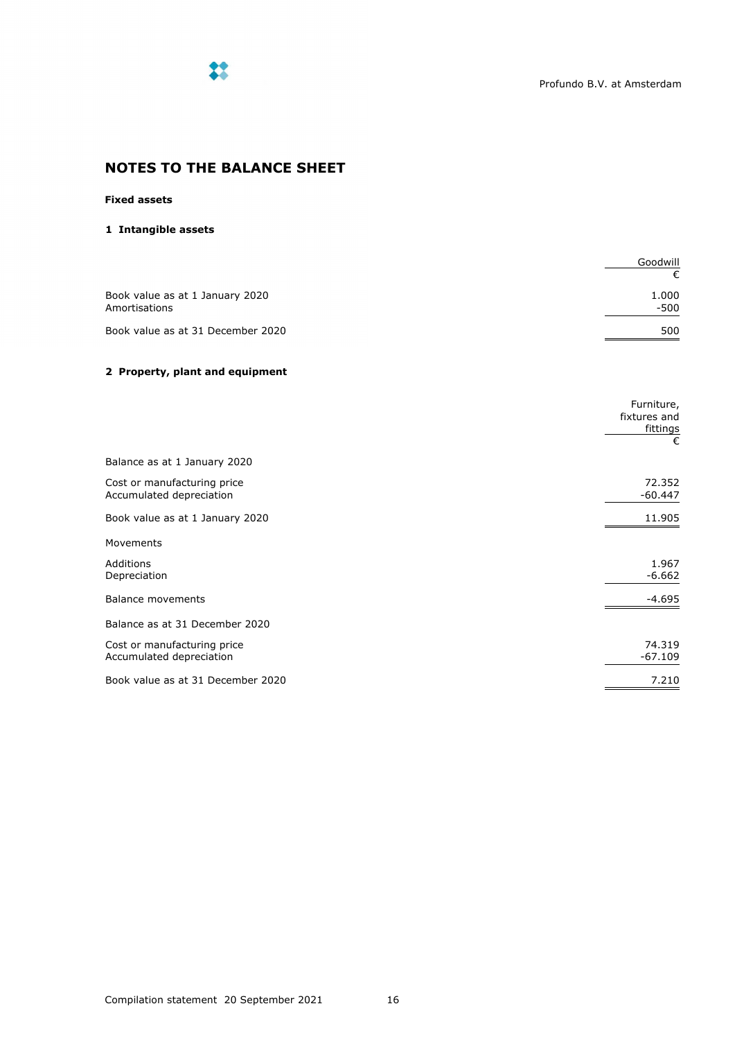## NOTES TO THE BALANCE SHEET

**Fixed assets**

**1 Intangible assets**

| | Goodwill |
|---|---|
| | € |
| Book value as at 1 January 2020 | 1.000 |
| Amortisations | -500 |
| Book value as at 31 December 2020 | 500 |

**2 Property, plant and equipment**

| | Furniture, fixtures and fittings |
|---|---|
| | € |
| Balance as at 1 January 2020 | |
| Cost or manufacturing price | 72.352 |
| Accumulated depreciation | -60.447 |
| Book value as at 1 January 2020 | 11.905 |
| Movements | |
| Additions | 1.967 |
| Depreciation | -6.662 |
| Balance movements | -4.695 |
| Balance as at 31 December 2020 | |
| Cost or manufacturing price | 74.319 |
| Accumulated depreciation | -67.109 |
| Book value as at 31 December 2020 | 7.210 |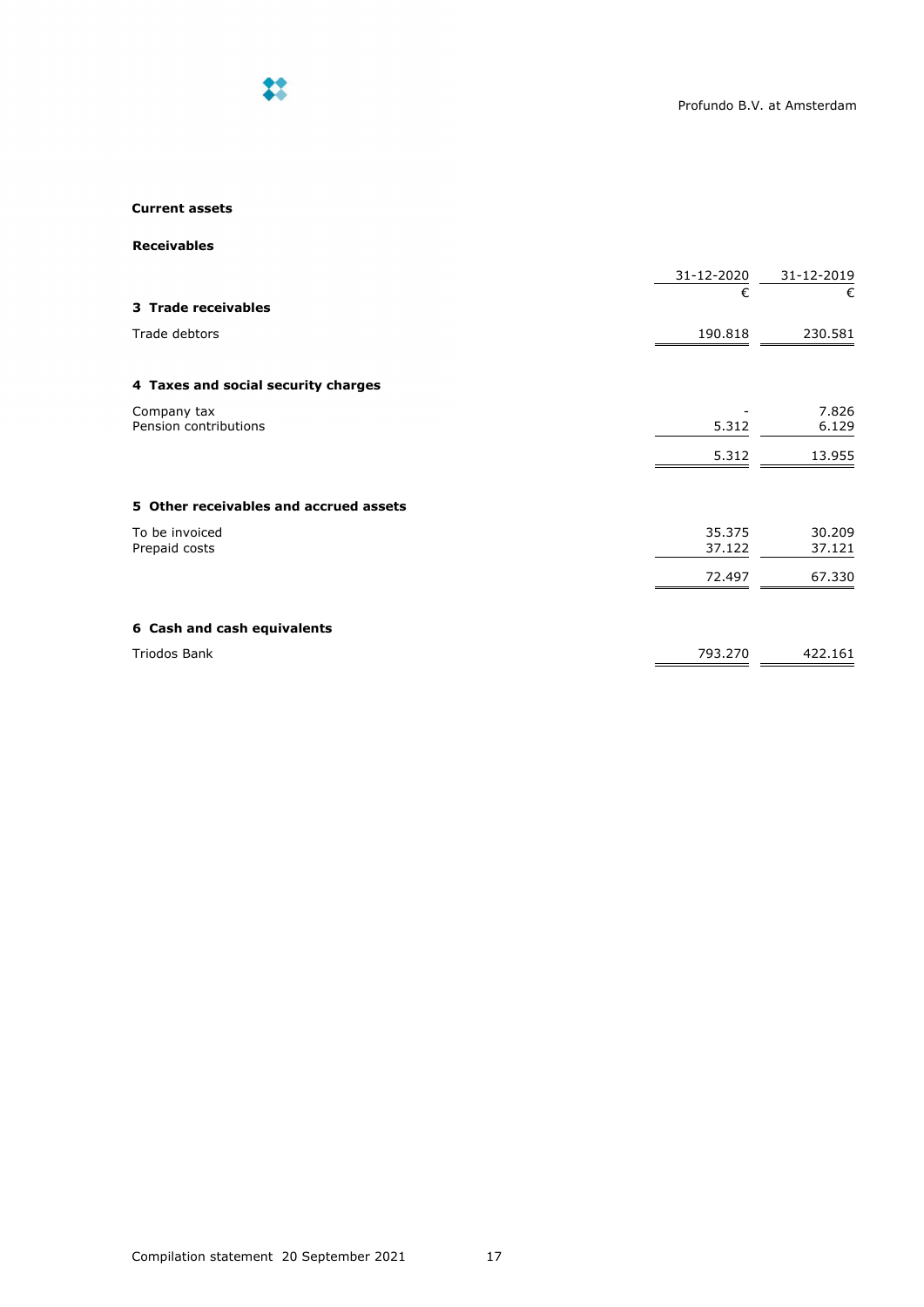**Current assets**

**Receivables**

| | 31-12-2020 | 31-12-2019 |
|---|---|---|
| | € | € |
| **3 Trade receivables** | | |
| Trade debtors | 190.818 | 230.581 |

| | | |
|---|---|---|
| **4 Taxes and social security charges** | | |
| Company tax | - | 7.826 |
| Pension contributions | 5.312 | 6.129 |
| | 5.312 | 13.955 |

| | | |
|---|---|---|
| **5 Other receivables and accrued assets** | | |
| To be invoiced | 35.375 | 30.209 |
| Prepaid costs | 37.122 | 37.121 |
| | 72.497 | 67.330 |

| | | |
|---|---|---|
| **6 Cash and cash equivalents** | | |
| Triodos Bank | 793.270 | 422.161 |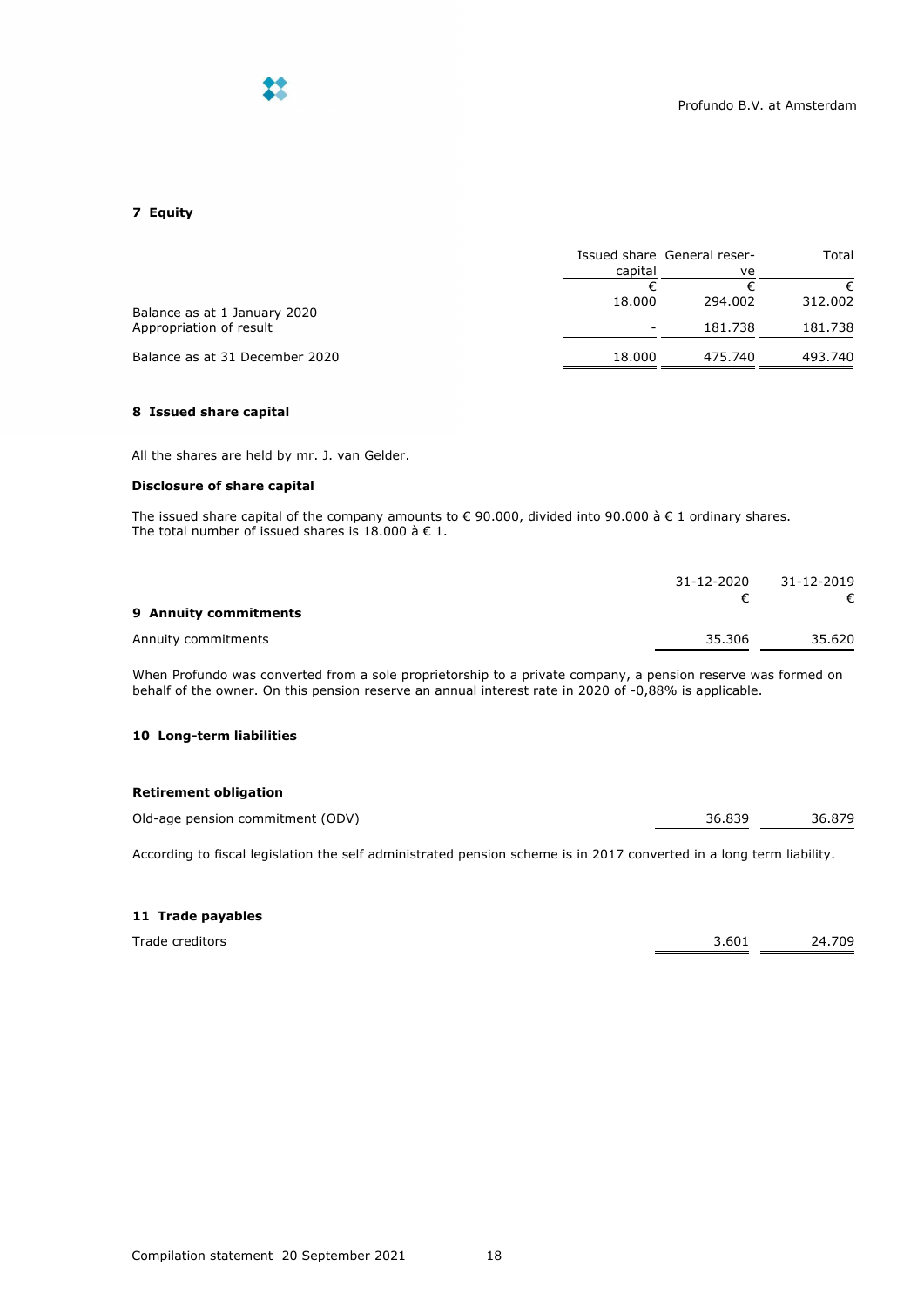## 7 Equity

| | Issued share capital | General reserve | Total |
|---|---|---|---|
| | € | € | € |
| Balance as at 1 January 2020 | 18.000 | 294.002 | 312.002 |
| Appropriation of result | - | 181.738 | 181.738 |
| Balance as at 31 December 2020 | 18.000 | 475.740 | 493.740 |

## 8 Issued share capital

All the shares are held by mr. J. van Gelder.

**Disclosure of share capital**

The issued share capital of the company amounts to € 90.000, divided into 90.000 à € 1 ordinary shares.
The total number of issued shares is 18.000 à € 1.

| | 31-12-2020 | 31-12-2019 |
|---|---|---|
| | € | € |
| **9 Annuity commitments** | | |
| Annuity commitments | 35.306 | 35.620 |

When Profundo was converted from a sole proprietorship to a private company, a pension reserve was formed on behalf of the owner. On this pension reserve an annual interest rate in 2020 of -0,88% is applicable.

## 10 Long-term liabilities

**Retirement obligation**

| | 31-12-2020 | 31-12-2019 |
|---|---|---|
| Old-age pension commitment (ODV) | 36.839 | 36.879 |

According to fiscal legislation the self administrated pension scheme is in 2017 converted in a long term liability.

## 11 Trade payables

| | 31-12-2020 | 31-12-2019 |
|---|---|---|
| Trade creditors | 3.601 | 24.709 |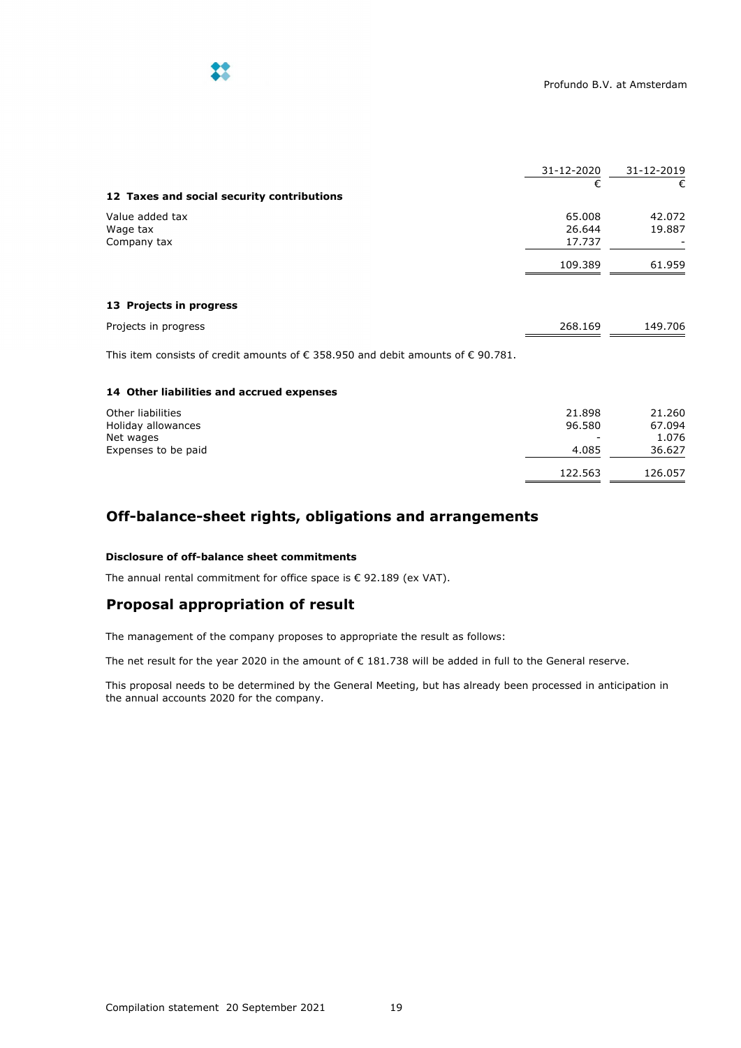| | 31-12-2020 | 31-12-2019 |
|---|---|---|
| | € | € |
| **12 Taxes and social security contributions** | | |
| Value added tax | 65.008 | 42.072 |
| Wage tax | 26.644 | 19.887 |
| Company tax | 17.737 | - |
| | 109.389 | 61.959 |

**13 Projects in progress**

| | | |
|---|---|---|
| Projects in progress | 268.169 | 149.706 |

This item consists of credit amounts of € 358.950 and debit amounts of € 90.781.

**14 Other liabilities and accrued expenses**

| | | |
|---|---|---|
| Other liabilities | 21.898 | 21.260 |
| Holiday allowances | 96.580 | 67.094 |
| Net wages | - | 1.076 |
| Expenses to be paid | 4.085 | 36.627 |
| | 122.563 | 126.057 |

## Off-balance-sheet rights, obligations and arrangements

### Disclosure of off-balance sheet commitments

The annual rental commitment for office space is € 92.189 (ex VAT).

## Proposal appropriation of result

The management of the company proposes to appropriate the result as follows:

The net result for the year 2020 in the amount of € 181.738 will be added in full to the General reserve.

This proposal needs to be determined by the General Meeting, but has already been processed in anticipation in the annual accounts 2020 for the company.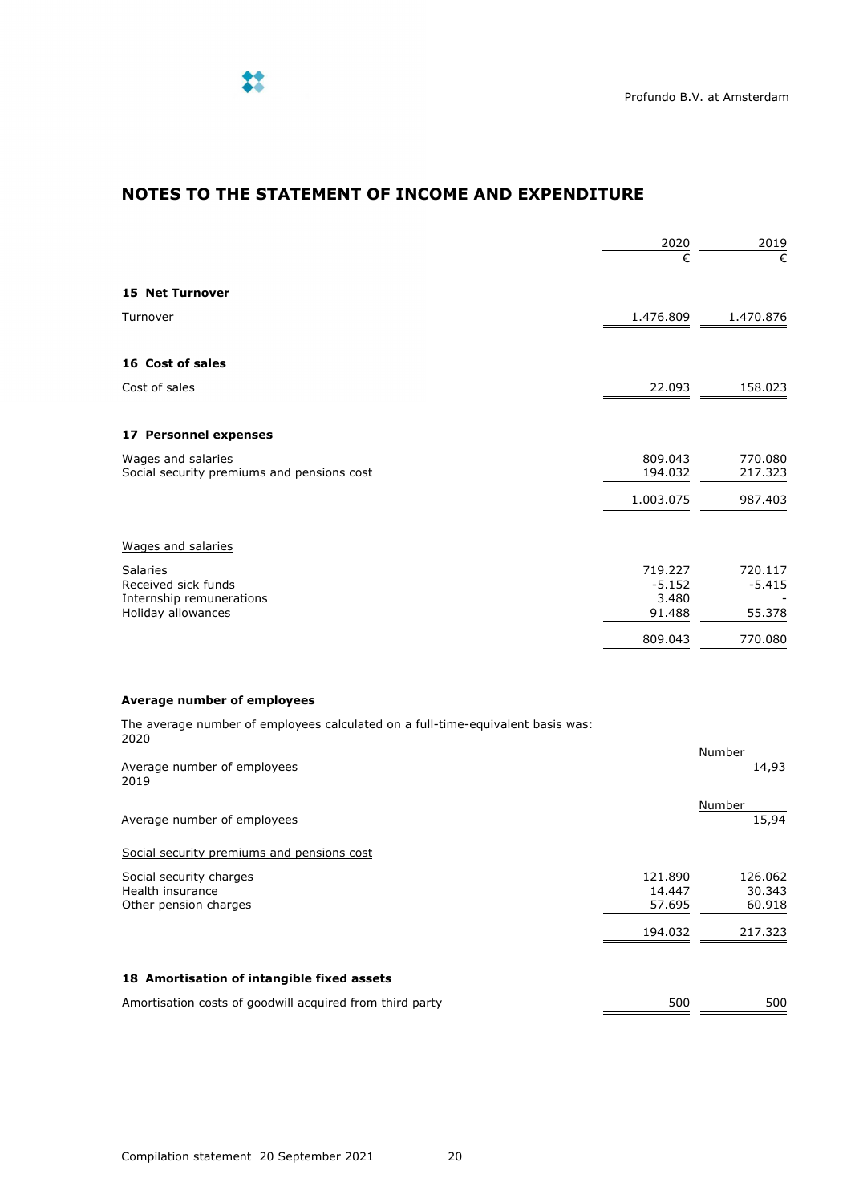# NOTES TO THE STATEMENT OF INCOME AND EXPENDITURE

| | 2020 | 2019 |
|---|---|---|
| | € | € |

## 15 Net Turnover

| | 2020 | 2019 |
|---|---|---|
| Turnover | 1.476.809 | 1.470.876 |

## 16 Cost of sales

| | 2020 | 2019 |
|---|---|---|
| Cost of sales | 22.093 | 158.023 |

## 17 Personnel expenses

| | 2020 | 2019 |
|---|---|---|
| Wages and salaries | 809.043 | 770.080 |
| Social security premiums and pensions cost | 194.032 | 217.323 |
| | 1.003.075 | 987.403 |

Wages and salaries

| | 2020 | 2019 |
|---|---|---|
| Salaries | 719.227 | 720.117 |
| Received sick funds | -5.152 | -5.415 |
| Internship remunerations | 3.480 | - |
| Holiday allowances | 91.488 | 55.378 |
| | 809.043 | 770.080 |

**Average number of employees**

The average number of employees calculated on a full-time-equivalent basis was:

2020

| | Number |
|---|---|
| Average number of employees | 14,93 |

2019

| | Number |
|---|---|
| Average number of employees | 15,94 |

Social security premiums and pensions cost

| | 2020 | 2019 |
|---|---|---|
| Social security charges | 121.890 | 126.062 |
| Health insurance | 14.447 | 30.343 |
| Other pension charges | 57.695 | 60.918 |
| | 194.032 | 217.323 |

## 18 Amortisation of intangible fixed assets

| | 2020 | 2019 |
|---|---|---|
| Amortisation costs of goodwill acquired from third party | 500 | 500 |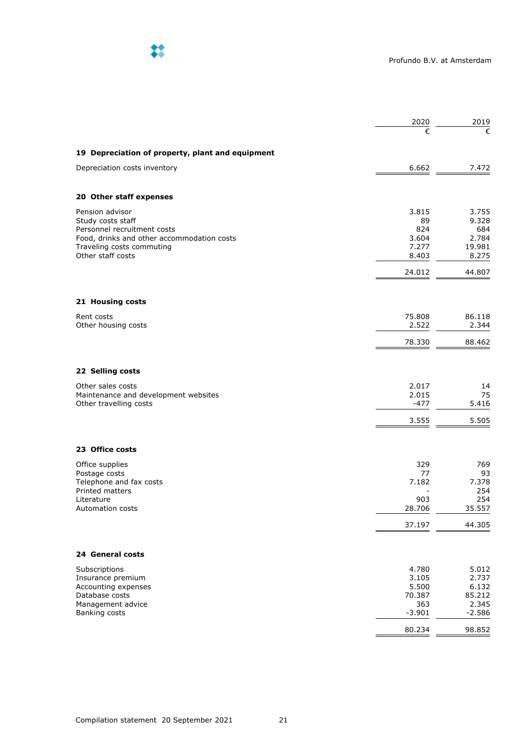| | 2020 | 2019 |
|---|---|---|
| | € | € |

## 19 Depreciation of property, plant and equipment

| | 2020 | 2019 |
|---|---|---|
| Depreciation costs inventory | 6.662 | 7.472 |

## 20 Other staff expenses

| | 2020 | 2019 |
|---|---|---|
| Pension advisor | 3.815 | 3.755 |
| Study costs staff | 89 | 9.328 |
| Personnel recruitment costs | 824 | 684 |
| Food, drinks and other accommodation costs | 3.604 | 2.784 |
| Traveling costs commuting | 7.277 | 19.981 |
| Other staff costs | 8.403 | 8.275 |
| | 24.012 | 44.807 |

## 21 Housing costs

| | 2020 | 2019 |
|---|---|---|
| Rent costs | 75.808 | 86.118 |
| Other housing costs | 2.522 | 2.344 |
| | 78.330 | 88.462 |

## 22 Selling costs

| | 2020 | 2019 |
|---|---|---|
| Other sales costs | 2.017 | 14 |
| Maintenance and development websites | 2.015 | 75 |
| Other travelling costs | -477 | 5.416 |
| | 3.555 | 5.505 |

## 23 Office costs

| | 2020 | 2019 |
|---|---|---|
| Office supplies | 329 | 769 |
| Postage costs | 77 | 93 |
| Telephone and fax costs | 7.182 | 7.378 |
| Printed matters | - | 254 |
| Literature | 903 | 254 |
| Automation costs | 28.706 | 35.557 |
| | 37.197 | 44.305 |

## 24 General costs

| | 2020 | 2019 |
|---|---|---|
| Subscriptions | 4.780 | 5.012 |
| Insurance premium | 3.105 | 2.737 |
| Accounting expenses | 5.500 | 6.132 |
| Database costs | 70.387 | 85.212 |
| Management advice | 363 | 2.345 |
| Banking costs | -3.901 | -2.586 |
| | 80.234 | 98.852 |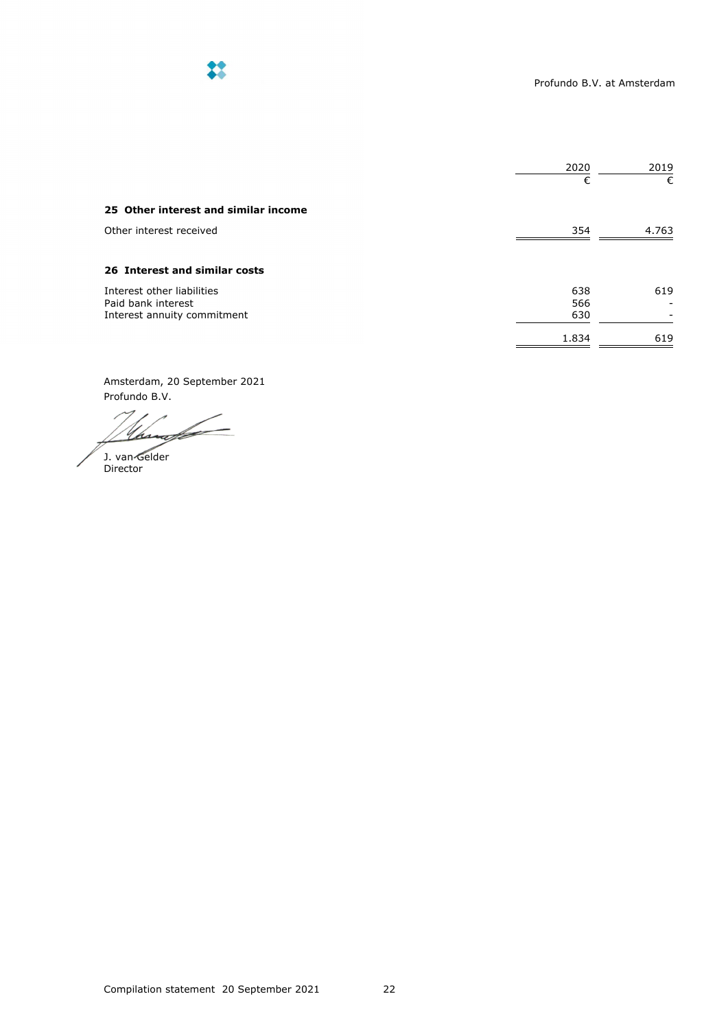| | 2020 | 2019 |
|---|---|---|
| | € | € |
| **25 Other interest and similar income** | | |
| Other interest received | 354 | 4.763 |
| **26 Interest and similar costs** | | |
| Interest other liabilities | 638 | 619 |
| Paid bank interest | 566 | - |
| Interest annuity commitment | 630 | - |
| | 1.834 | 619 |

Amsterdam, 20 September 2021
Profundo B.V.

J. van Gelder
Director

Compilation statement 20 September 2021